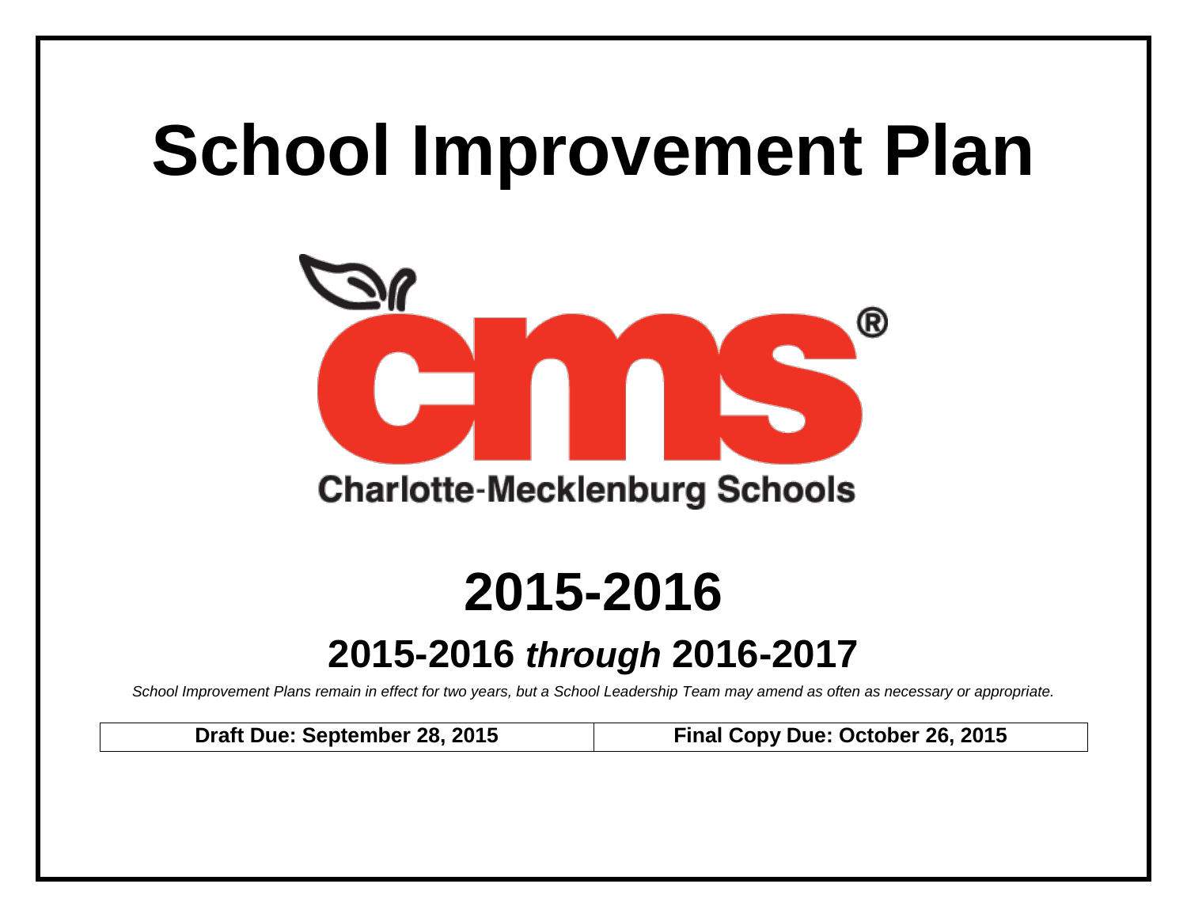# School Improvement Plan

Charlotte-Mecklenburg Schools

## 2015-2016

### 2015-2016 *through* 2016-2017

*School Improvement Plans remain in effect for two years, but a School Leadership Team may amend as often as necessary or appropriate.*

| Draft Due: September 28, 2015 | Final Copy Due: October 26, 2015 |
| --- | --- |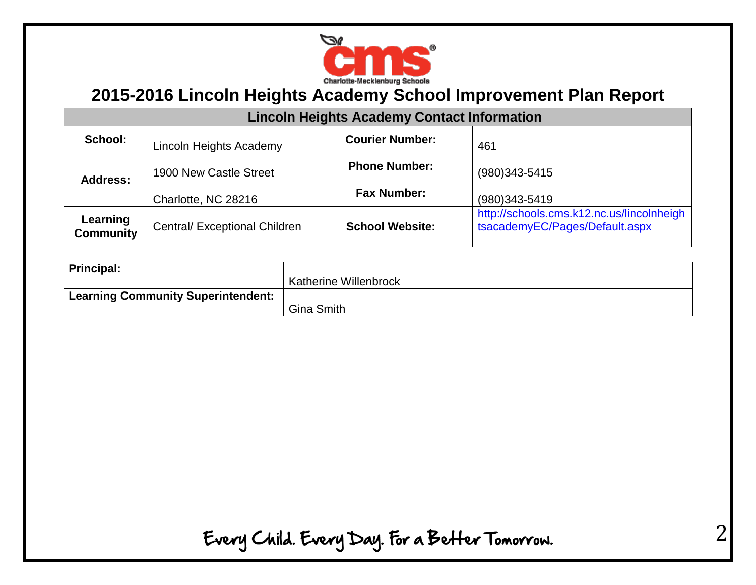# 2015-2016 Lincoln Heights Academy School Improvement Plan Report

| Lincoln Heights Academy Contact Information | | | |
|---|---|---|---|
| **School:** | Lincoln Heights Academy | **Courier Number:** | 461 |
| **Address:** | 1900 New Castle Street | **Phone Number:** | (980)343-5415 |
| | Charlotte, NC 28216 | **Fax Number:** | (980)343-5419 |
| **Learning Community** | Central/ Exceptional Children | **School Website:** | http://schools.cms.k12.nc.us/lincolnheightsacademyEC/Pages/Default.aspx |

| | |
|---|---|
| **Principal:** | Katherine Willenbrock |
| **Learning Community Superintendent:** | Gina Smith |

Every Child. Every Day. For a Better Tomorrow.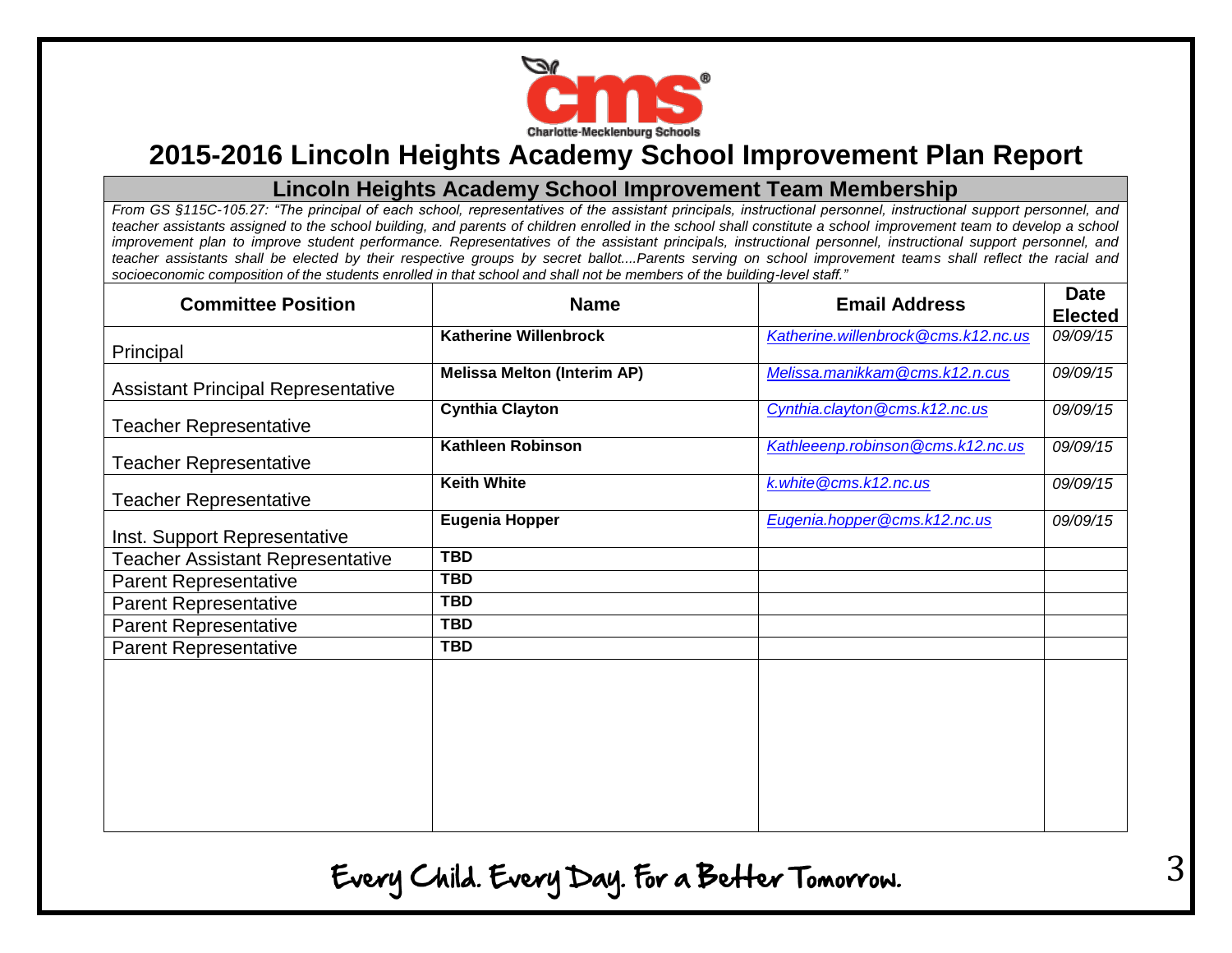Charlotte-Mecklenburg Schools

# 2015-2016 Lincoln Heights Academy School Improvement Plan Report

## Lincoln Heights Academy School Improvement Team Membership

*From GS §115C-105.27: "The principal of each school, representatives of the assistant principals, instructional personnel, instructional support personnel, and teacher assistants assigned to the school building, and parents of children enrolled in the school shall constitute a school improvement team to develop a school improvement plan to improve student performance. Representatives of the assistant principals, instructional personnel, instructional support personnel, and teacher assistants shall be elected by their respective groups by secret ballot....Parents serving on school improvement teams shall reflect the racial and socioeconomic composition of the students enrolled in that school and shall not be members of the building-level staff."*

| Committee Position | Name | Email Address | Date Elected |
|---|---|---|---|
| Principal | **Katherine Willenbrock** | *Katherine.willenbrock@cms.k12.nc.us* | *09/09/15* |
| Assistant Principal Representative | **Melissa Melton (Interim AP)** | *Melissa.manikkam@cms.k12.n.cus* | *09/09/15* |
| Teacher Representative | **Cynthia Clayton** | *Cynthia.clayton@cms.k12.nc.us* | *09/09/15* |
| Teacher Representative | **Kathleen Robinson** | *Kathleeenp.robinson@cms.k12.nc.us* | *09/09/15* |
| Teacher Representative | **Keith White** | *k.white@cms.k12.nc.us* | *09/09/15* |
| Inst. Support Representative | **Eugenia Hopper** | *Eugenia.hopper@cms.k12.nc.us* | *09/09/15* |
| Teacher Assistant Representative | **TBD** | | |
| Parent Representative | **TBD** | | |
| Parent Representative | **TBD** | | |
| Parent Representative | **TBD** | | |
| Parent Representative | **TBD** | | |

Every Child. Every Day. For a Better Tomorrow.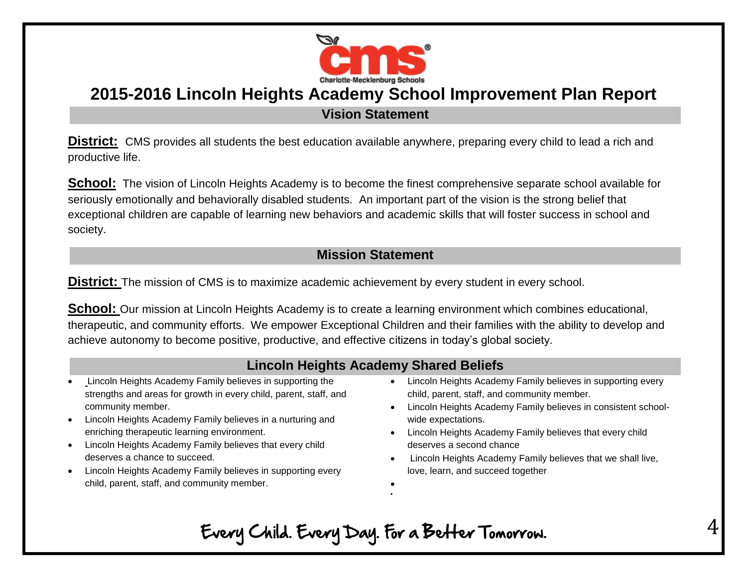# 2015-2016 Lincoln Heights Academy School Improvement Plan Report

## Vision Statement

**District:** CMS provides all students the best education available anywhere, preparing every child to lead a rich and productive life.

**School:** The vision of Lincoln Heights Academy is to become the finest comprehensive separate school available for seriously emotionally and behaviorally disabled students. An important part of the vision is the strong belief that exceptional children are capable of learning new behaviors and academic skills that will foster success in school and society.

## Mission Statement

**District:** The mission of CMS is to maximize academic achievement by every student in every school.

**School:** Our mission at Lincoln Heights Academy is to create a learning environment which combines educational, therapeutic, and community efforts. We empower Exceptional Children and their families with the ability to develop and achieve autonomy to become positive, productive, and effective citizens in today's global society.

## Lincoln Heights Academy Shared Beliefs

- Lincoln Heights Academy Family believes in supporting the strengths and areas for growth in every child, parent, staff, and community member.
- Lincoln Heights Academy Family believes in a nurturing and enriching therapeutic learning environment.
- Lincoln Heights Academy Family believes that every child deserves a chance to succeed.
- Lincoln Heights Academy Family believes in supporting every child, parent, staff, and community member.
- Lincoln Heights Academy Family believes in supporting every child, parent, staff, and community member.
- Lincoln Heights Academy Family believes in consistent school-wide expectations.
- Lincoln Heights Academy Family believes that every child deserves a second chance
- Lincoln Heights Academy Family believes that we shall live, love, learn, and succeed together

Every Child. Every Day. For a Better Tomorrow.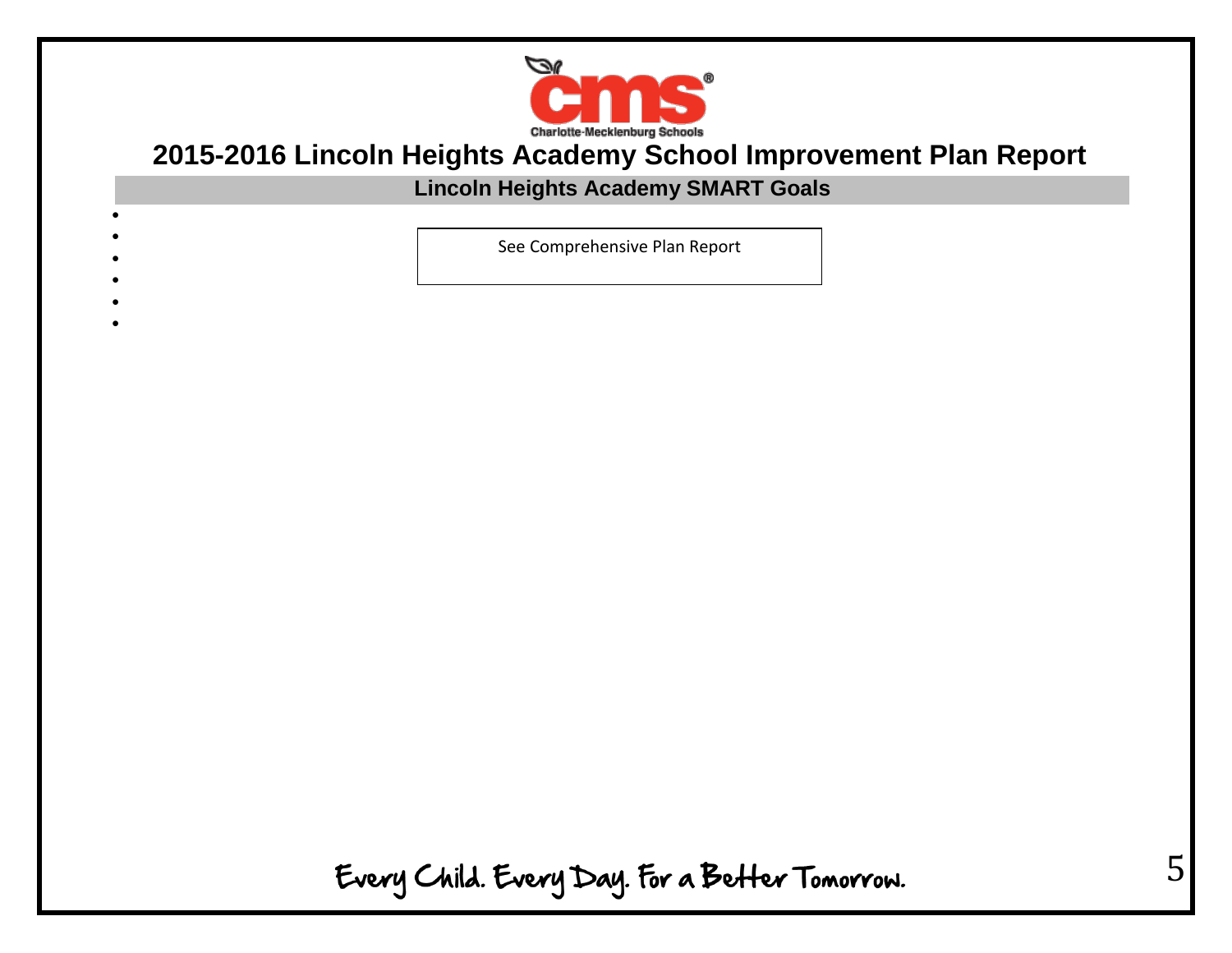# 2015-2016 Lincoln Heights Academy School Improvement Plan Report

## Lincoln Heights Academy SMART Goals

See Comprehensive Plan Report

Every Child. Every Day. For a Better Tomorrow.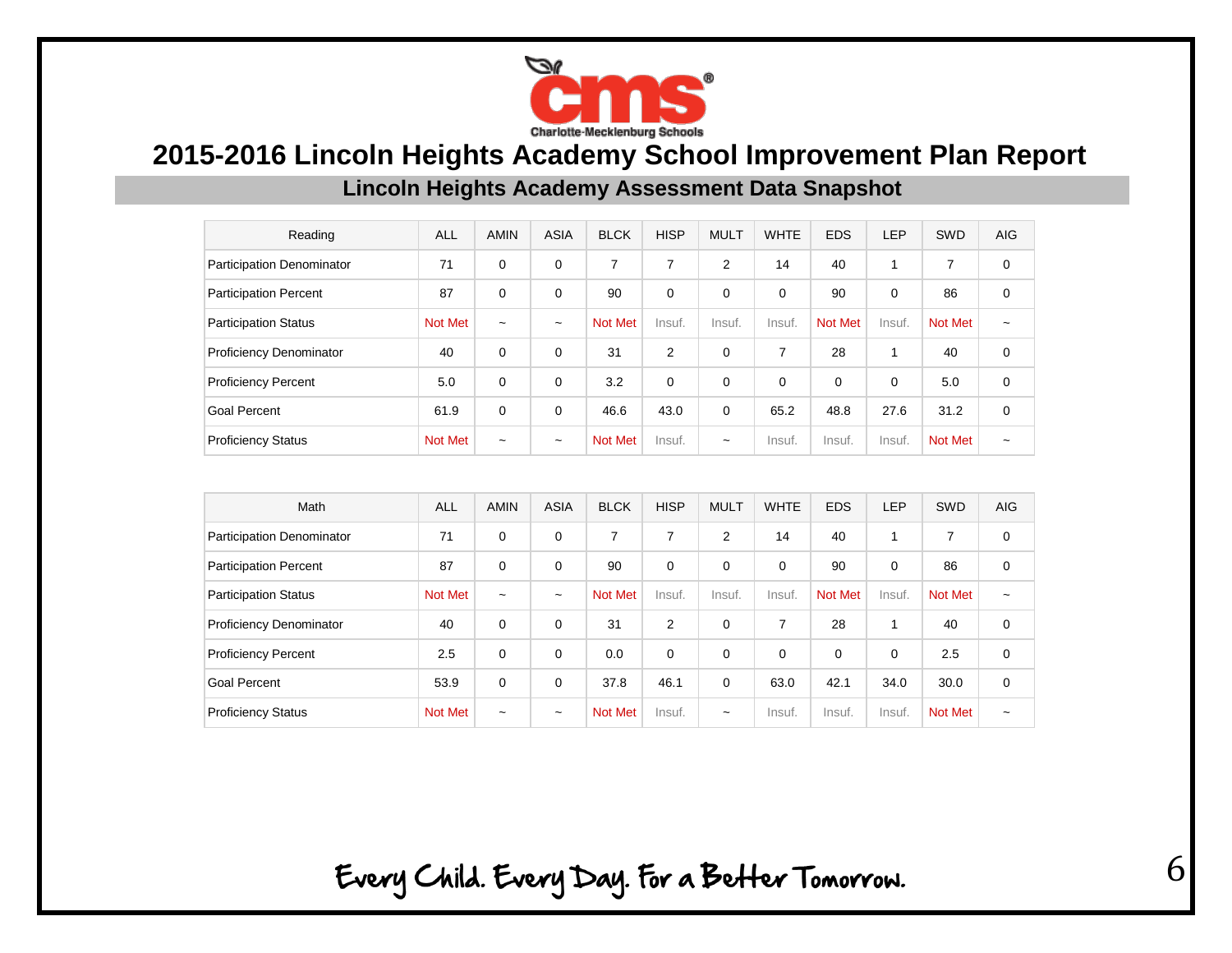# 2015-2016 Lincoln Heights Academy School Improvement Plan Report

## Lincoln Heights Academy Assessment Data Snapshot

| Reading | ALL | AMIN | ASIA | BLCK | HISP | MULT | WHTE | EDS | LEP | SWD | AIG |
|---|---|---|---|---|---|---|---|---|---|---|---|
| Participation Denominator | 71 | 0 | 0 | 7 | 7 | 2 | 14 | 40 | 1 | 7 | 0 |
| Participation Percent | 87 | 0 | 0 | 90 | 0 | 0 | 0 | 90 | 0 | 86 | 0 |
| Participation Status | Not Met | ~ | ~ | Not Met | Insuf. | Insuf. | Insuf. | Not Met | Insuf. | Not Met | ~ |
| Proficiency Denominator | 40 | 0 | 0 | 31 | 2 | 0 | 7 | 28 | 1 | 40 | 0 |
| Proficiency Percent | 5.0 | 0 | 0 | 3.2 | 0 | 0 | 0 | 0 | 0 | 5.0 | 0 |
| Goal Percent | 61.9 | 0 | 0 | 46.6 | 43.0 | 0 | 65.2 | 48.8 | 27.6 | 31.2 | 0 |
| Proficiency Status | Not Met | ~ | ~ | Not Met | Insuf. | ~ | Insuf. | Insuf. | Insuf. | Not Met | ~ |

| Math | ALL | AMIN | ASIA | BLCK | HISP | MULT | WHTE | EDS | LEP | SWD | AIG |
|---|---|---|---|---|---|---|---|---|---|---|---|
| Participation Denominator | 71 | 0 | 0 | 7 | 7 | 2 | 14 | 40 | 1 | 7 | 0 |
| Participation Percent | 87 | 0 | 0 | 90 | 0 | 0 | 0 | 90 | 0 | 86 | 0 |
| Participation Status | Not Met | ~ | ~ | Not Met | Insuf. | Insuf. | Insuf. | Not Met | Insuf. | Not Met | ~ |
| Proficiency Denominator | 40 | 0 | 0 | 31 | 2 | 0 | 7 | 28 | 1 | 40 | 0 |
| Proficiency Percent | 2.5 | 0 | 0 | 0.0 | 0 | 0 | 0 | 0 | 0 | 2.5 | 0 |
| Goal Percent | 53.9 | 0 | 0 | 37.8 | 46.1 | 0 | 63.0 | 42.1 | 34.0 | 30.0 | 0 |
| Proficiency Status | Not Met | ~ | ~ | Not Met | Insuf. | ~ | Insuf. | Insuf. | Insuf. | Not Met | ~ |

Every Child. Every Day. For a Better Tomorrow.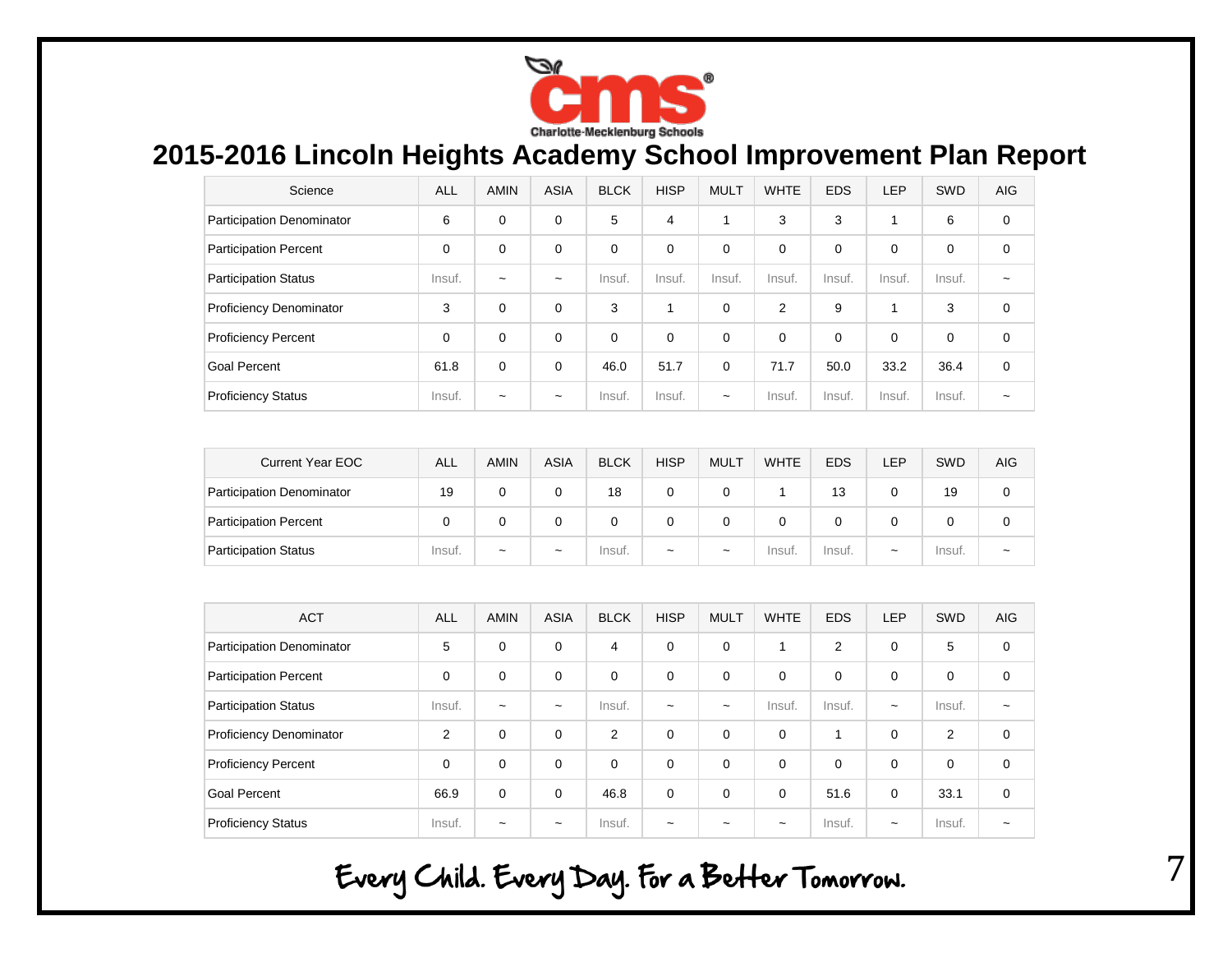# 2015-2016 Lincoln Heights Academy School Improvement Plan Report

| Science | ALL | AMIN | ASIA | BLCK | HISP | MULT | WHTE | EDS | LEP | SWD | AIG |
|---|---|---|---|---|---|---|---|---|---|---|---|
| Participation Denominator | 6 | 0 | 0 | 5 | 4 | 1 | 3 | 3 | 1 | 6 | 0 |
| Participation Percent | 0 | 0 | 0 | 0 | 0 | 0 | 0 | 0 | 0 | 0 | 0 |
| Participation Status | Insuf. | ~ | ~ | Insuf. | Insuf. | Insuf. | Insuf. | Insuf. | Insuf. | Insuf. | ~ |
| Proficiency Denominator | 3 | 0 | 0 | 3 | 1 | 0 | 2 | 9 | 1 | 3 | 0 |
| Proficiency Percent | 0 | 0 | 0 | 0 | 0 | 0 | 0 | 0 | 0 | 0 | 0 |
| Goal Percent | 61.8 | 0 | 0 | 46.0 | 51.7 | 0 | 71.7 | 50.0 | 33.2 | 36.4 | 0 |
| Proficiency Status | Insuf. | ~ | ~ | Insuf. | Insuf. | ~ | Insuf. | Insuf. | Insuf. | Insuf. | ~ |

| Current Year EOC | ALL | AMIN | ASIA | BLCK | HISP | MULT | WHTE | EDS | LEP | SWD | AIG |
|---|---|---|---|---|---|---|---|---|---|---|---|
| Participation Denominator | 19 | 0 | 0 | 18 | 0 | 0 | 1 | 13 | 0 | 19 | 0 |
| Participation Percent | 0 | 0 | 0 | 0 | 0 | 0 | 0 | 0 | 0 | 0 | 0 |
| Participation Status | Insuf. | ~ | ~ | Insuf. | ~ | ~ | Insuf. | Insuf. | ~ | Insuf. | ~ |

| ACT | ALL | AMIN | ASIA | BLCK | HISP | MULT | WHTE | EDS | LEP | SWD | AIG |
|---|---|---|---|---|---|---|---|---|---|---|---|
| Participation Denominator | 5 | 0 | 0 | 4 | 0 | 0 | 1 | 2 | 0 | 5 | 0 |
| Participation Percent | 0 | 0 | 0 | 0 | 0 | 0 | 0 | 0 | 0 | 0 | 0 |
| Participation Status | Insuf. | ~ | ~ | Insuf. | ~ | ~ | Insuf. | Insuf. | ~ | Insuf. | ~ |
| Proficiency Denominator | 2 | 0 | 0 | 2 | 0 | 0 | 0 | 1 | 0 | 2 | 0 |
| Proficiency Percent | 0 | 0 | 0 | 0 | 0 | 0 | 0 | 0 | 0 | 0 | 0 |
| Goal Percent | 66.9 | 0 | 0 | 46.8 | 0 | 0 | 0 | 51.6 | 0 | 33.1 | 0 |
| Proficiency Status | Insuf. | ~ | ~ | Insuf. | ~ | ~ | ~ | Insuf. | ~ | Insuf. | ~ |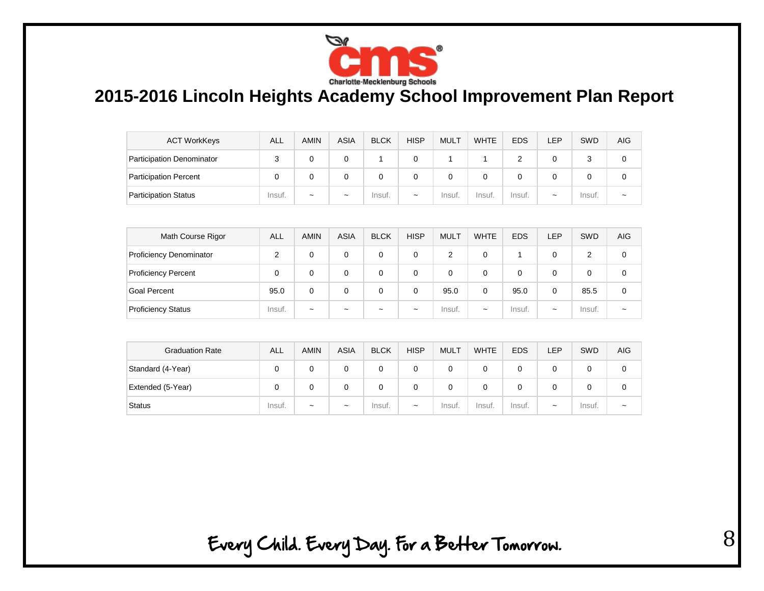# 2015-2016 Lincoln Heights Academy School Improvement Plan Report

| ACT WorkKeys | ALL | AMIN | ASIA | BLCK | HISP | MULT | WHTE | EDS | LEP | SWD | AIG |
|---|---|---|---|---|---|---|---|---|---|---|---|
| Participation Denominator | 3 | 0 | 0 | 1 | 0 | 1 | 1 | 2 | 0 | 3 | 0 |
| Participation Percent | 0 | 0 | 0 | 0 | 0 | 0 | 0 | 0 | 0 | 0 | 0 |
| Participation Status | Insuf. | ~ | ~ | Insuf. | ~ | Insuf. | Insuf. | Insuf. | ~ | Insuf. | ~ |

| Math Course Rigor | ALL | AMIN | ASIA | BLCK | HISP | MULT | WHTE | EDS | LEP | SWD | AIG |
|---|---|---|---|---|---|---|---|---|---|---|---|
| Proficiency Denominator | 2 | 0 | 0 | 0 | 0 | 2 | 0 | 1 | 0 | 2 | 0 |
| Proficiency Percent | 0 | 0 | 0 | 0 | 0 | 0 | 0 | 0 | 0 | 0 | 0 |
| Goal Percent | 95.0 | 0 | 0 | 0 | 0 | 95.0 | 0 | 95.0 | 0 | 85.5 | 0 |
| Proficiency Status | Insuf. | ~ | ~ | ~ | ~ | Insuf. | ~ | Insuf. | ~ | Insuf. | ~ |

| Graduation Rate | ALL | AMIN | ASIA | BLCK | HISP | MULT | WHTE | EDS | LEP | SWD | AIG |
|---|---|---|---|---|---|---|---|---|---|---|---|
| Standard (4-Year) | 0 | 0 | 0 | 0 | 0 | 0 | 0 | 0 | 0 | 0 | 0 |
| Extended (5-Year) | 0 | 0 | 0 | 0 | 0 | 0 | 0 | 0 | 0 | 0 | 0 |
| Status | Insuf. | ~ | ~ | Insuf. | ~ | Insuf. | Insuf. | Insuf. | ~ | Insuf. | ~ |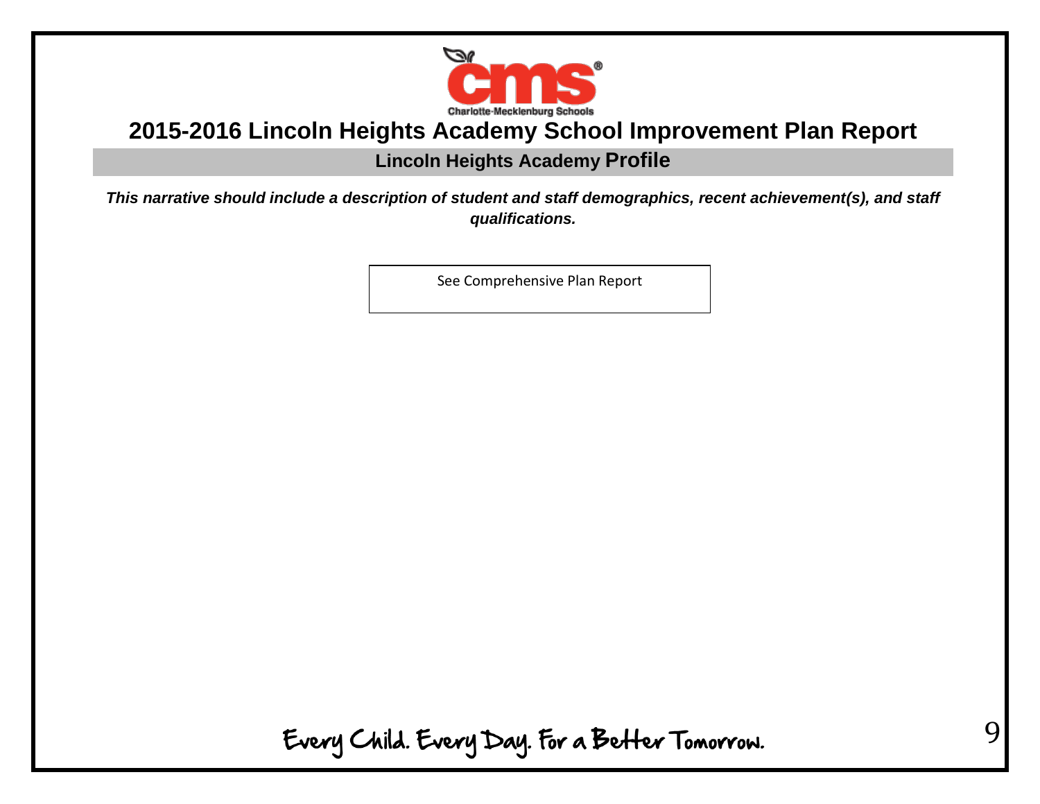# 2015-2016 Lincoln Heights Academy School Improvement Plan Report

## Lincoln Heights Academy Profile

***This narrative should include a description of student and staff demographics, recent achievement(s), and staff qualifications.***

See Comprehensive Plan Report

Every Child. Every Day. For a Better Tomorrow.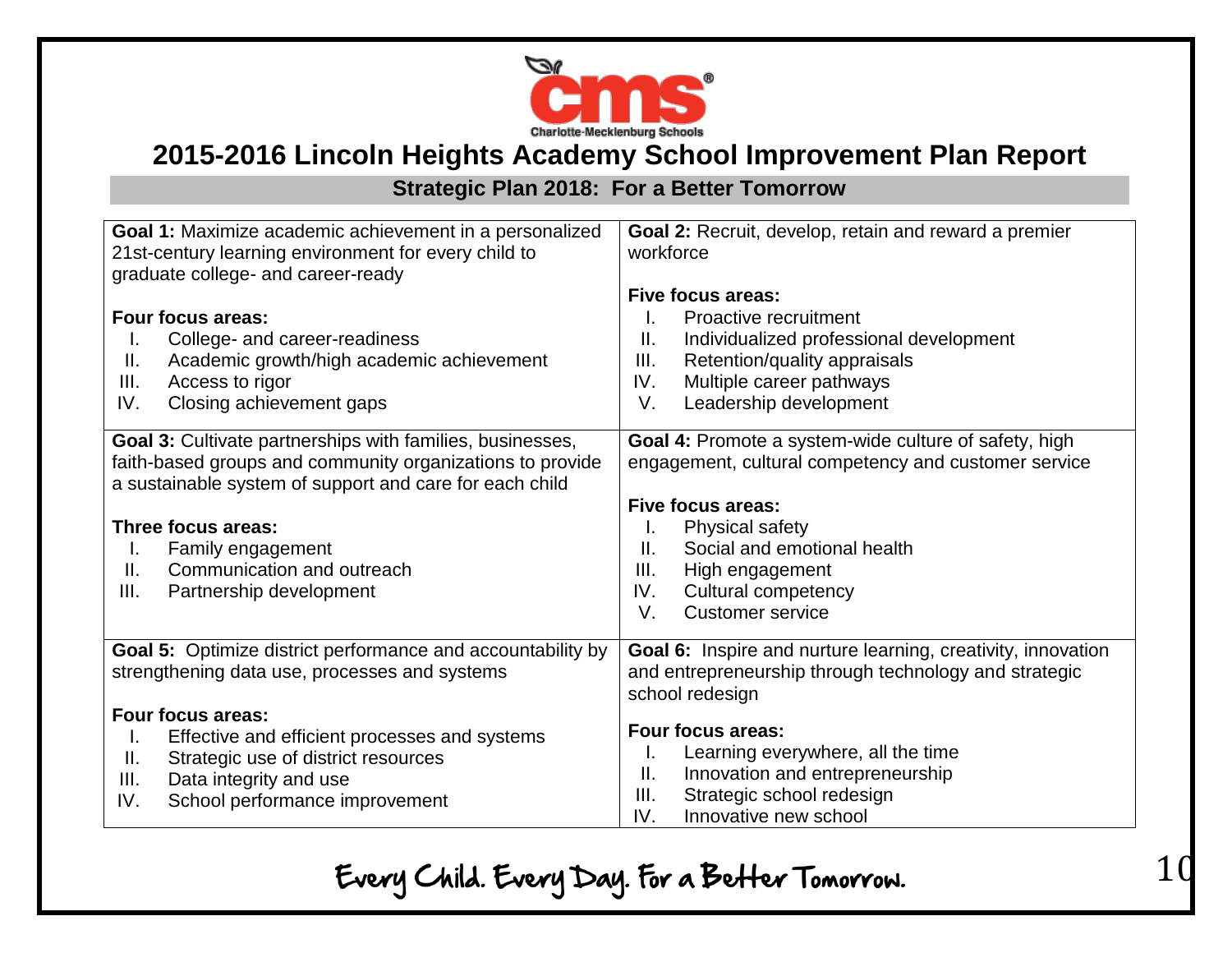# 2015-2016 Lincoln Heights Academy School Improvement Plan Report

## Strategic Plan 2018: For a Better Tomorrow

**Goal 1:** Maximize academic achievement in a personalized 21st-century learning environment for every child to graduate college- and career-ready

**Four focus areas:**

I. College- and career-readiness
II. Academic growth/high academic achievement
III. Access to rigor
IV. Closing achievement gaps

**Goal 2:** Recruit, develop, retain and reward a premier workforce

**Five focus areas:**

I. Proactive recruitment
II. Individualized professional development
III. Retention/quality appraisals
IV. Multiple career pathways
V. Leadership development

**Goal 3:** Cultivate partnerships with families, businesses, faith-based groups and community organizations to provide a sustainable system of support and care for each child

**Three focus areas:**

I. Family engagement
II. Communication and outreach
III. Partnership development

**Goal 4:** Promote a system-wide culture of safety, high engagement, cultural competency and customer service

**Five focus areas:**

I. Physical safety
II. Social and emotional health
III. High engagement
IV. Cultural competency
V. Customer service

**Goal 5:** Optimize district performance and accountability by strengthening data use, processes and systems

**Four focus areas:**

I. Effective and efficient processes and systems
II. Strategic use of district resources
III. Data integrity and use
IV. School performance improvement

**Goal 6:** Inspire and nurture learning, creativity, innovation and entrepreneurship through technology and strategic school redesign

**Four focus areas:**

I. Learning everywhere, all the time
II. Innovation and entrepreneurship
III. Strategic school redesign
IV. Innovative new school

Every Child. Every Day. For a Better Tomorrow.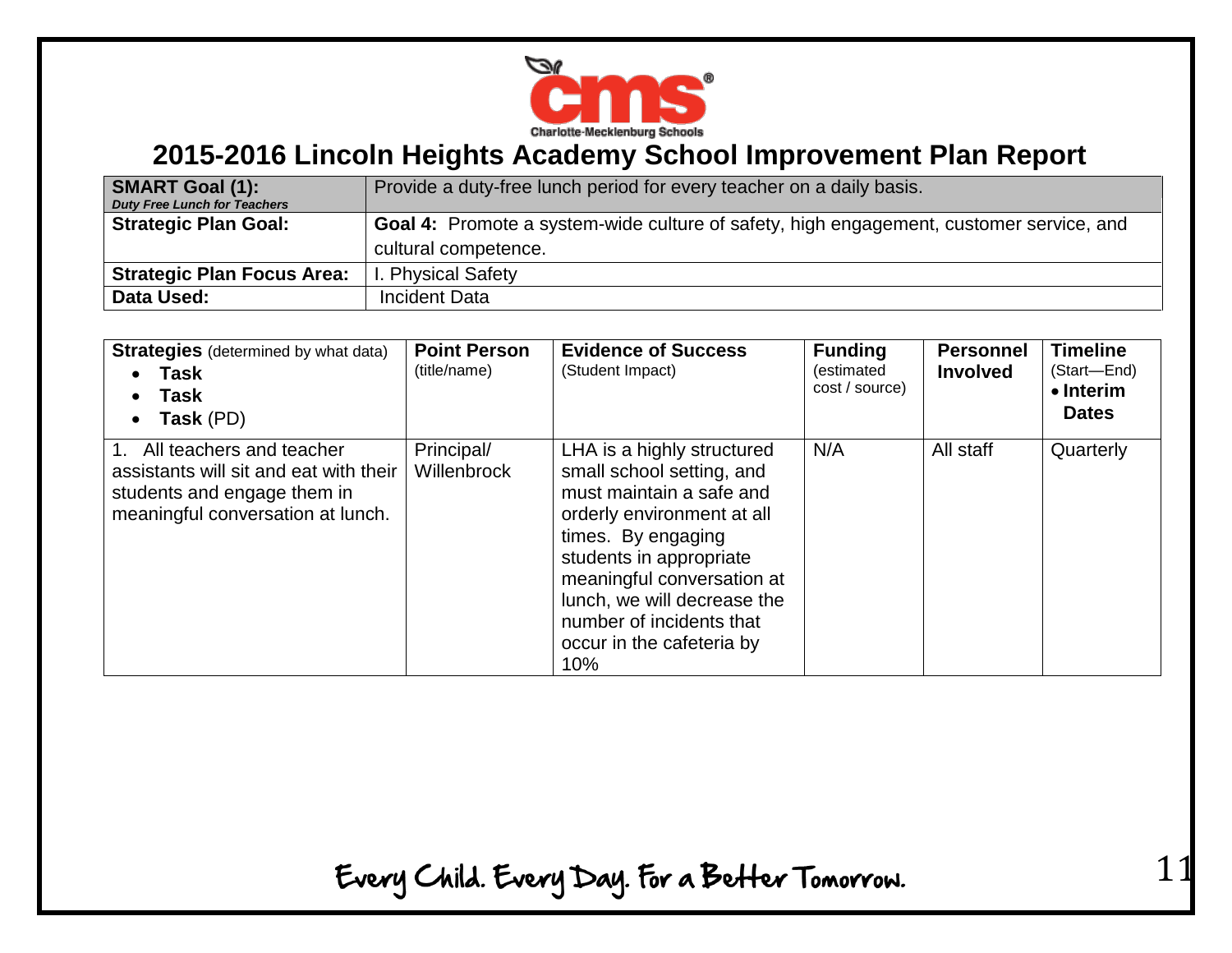Charlotte-Mecklenburg Schools

# 2015-2016 Lincoln Heights Academy School Improvement Plan Report

| **SMART Goal (1):** ***Duty Free Lunch for Teachers*** | Provide a duty-free lunch period for every teacher on a daily basis. |
|---|---|
| **Strategic Plan Goal:** | **Goal 4:** Promote a system-wide culture of safety, high engagement, customer service, and cultural competence. |
| **Strategic Plan Focus Area:** | I. Physical Safety |
| **Data Used:** | Incident Data |

| **Strategies** (determined by what data) • **Task** • **Task** • **Task** (PD) | **Point Person** (title/name) | **Evidence of Success** (Student Impact) | **Funding** (estimated cost / source) | **Personnel Involved** | **Timeline** (Start—End) • **Interim Dates** |
|---|---|---|---|---|---|
| 1. All teachers and teacher assistants will sit and eat with their students and engage them in meaningful conversation at lunch. | Principal/ Willenbrock | LHA is a highly structured small school setting, and must maintain a safe and orderly environment at all times. By engaging students in appropriate meaningful conversation at lunch, we will decrease the number of incidents that occur in the cafeteria by 10% | N/A | All staff | Quarterly |

Every Child. Every Day. For a Better Tomorrow.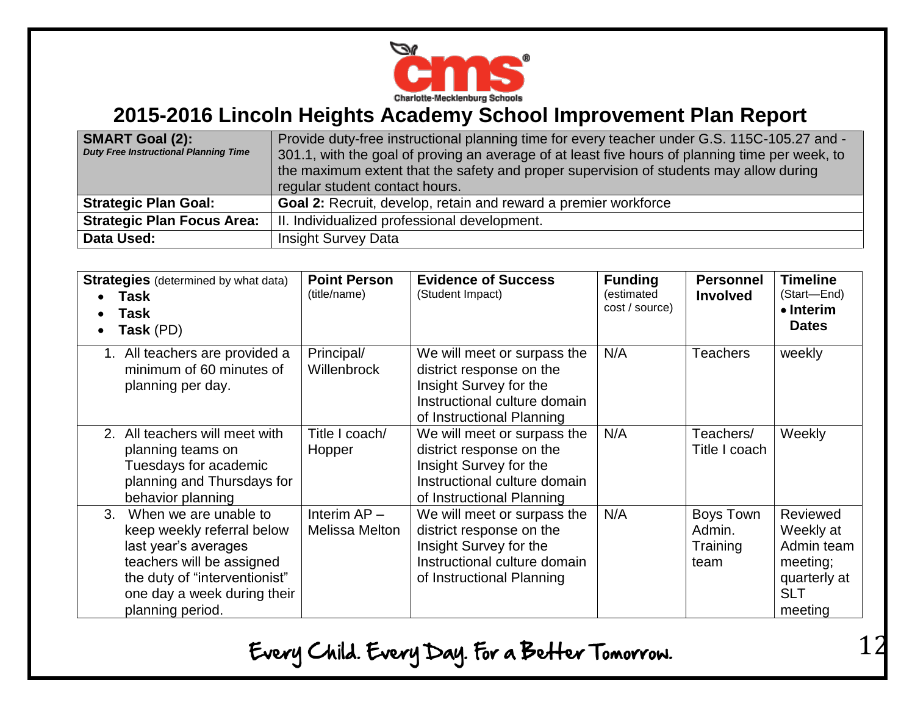# 2015-2016 Lincoln Heights Academy School Improvement Plan Report

| **SMART Goal (2):** ***Duty Free Instructional Planning Time*** | Provide duty-free instructional planning time for every teacher under G.S. 115C-105.27 and -301.1, with the goal of proving an average of at least five hours of planning time per week, to the maximum extent that the safety and proper supervision of students may allow during regular student contact hours. |
|---|---|
| **Strategic Plan Goal:** | **Goal 2:** Recruit, develop, retain and reward a premier workforce |
| **Strategic Plan Focus Area:** | II. Individualized professional development. |
| **Data Used:** | Insight Survey Data |

| **Strategies** (determined by what data) • **Task** • **Task** • **Task** (PD) | **Point Person** (title/name) | **Evidence of Success** (Student Impact) | **Funding** (estimated cost / source) | **Personnel Involved** | **Timeline** (Start—End) • **Interim Dates** |
|---|---|---|---|---|---|
| 1. All teachers are provided a minimum of 60 minutes of planning per day. | Principal/ Willenbrock | We will meet or surpass the district response on the Insight Survey for the Instructional culture domain of Instructional Planning | N/A | Teachers | weekly |
| 2. All teachers will meet with planning teams on Tuesdays for academic planning and Thursdays for behavior planning | Title I coach/ Hopper | We will meet or surpass the district response on the Insight Survey for the Instructional culture domain of Instructional Planning | N/A | Teachers/ Title I coach | Weekly |
| 3. When we are unable to keep weekly referral below last year's averages teachers will be assigned the duty of "interventionist" one day a week during their planning period. | Interim AP – Melissa Melton | We will meet or surpass the district response on the Insight Survey for the Instructional culture domain of Instructional Planning | N/A | Boys Town Admin. Training team | Reviewed Weekly at Admin team meeting; quarterly at SLT meeting |

Every Child. Every Day. For a Better Tomorrow.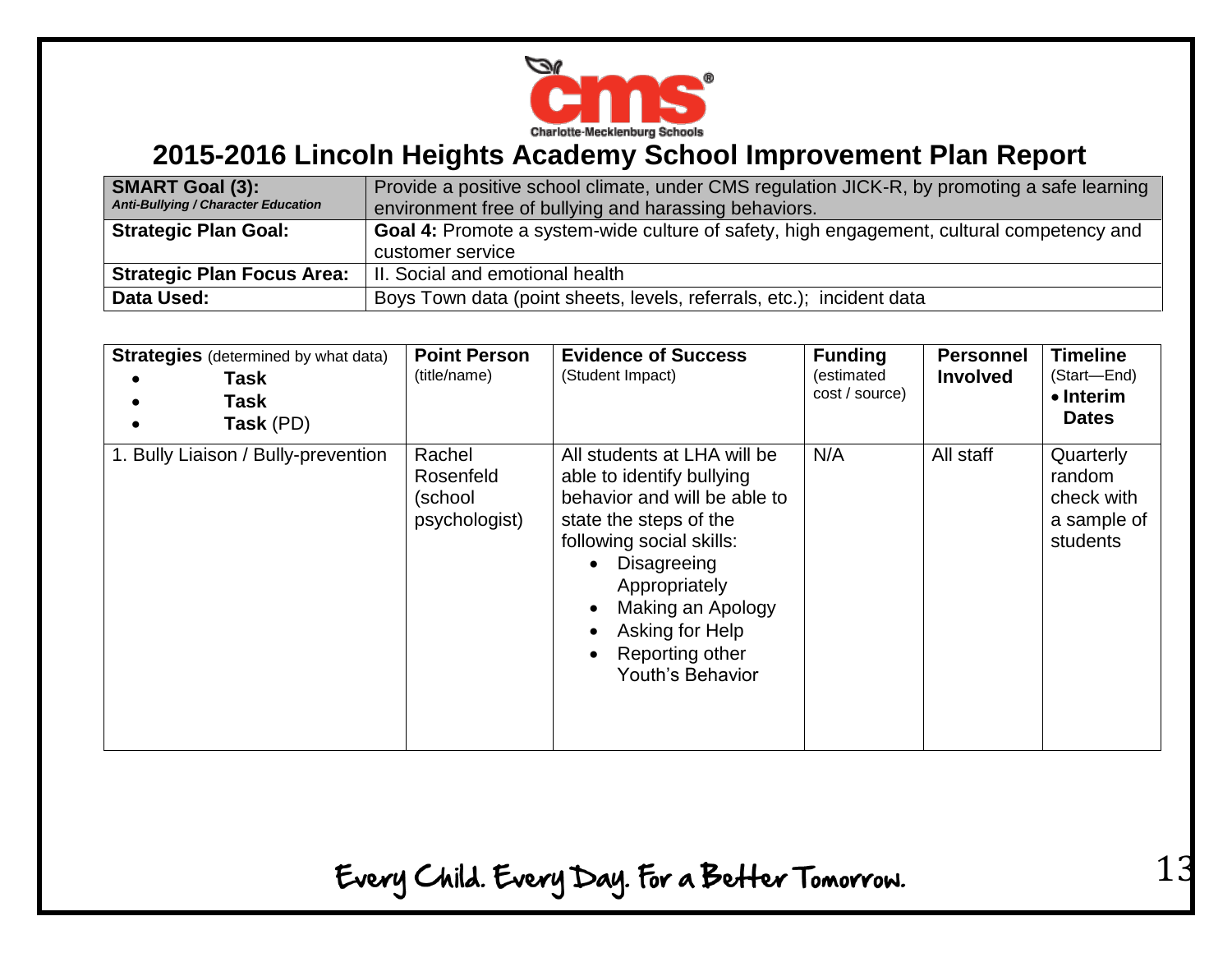Charlotte-Mecklenburg Schools

# 2015-2016 Lincoln Heights Academy School Improvement Plan Report

| **SMART Goal (3):** ***Anti-Bullying / Character Education*** | Provide a positive school climate, under CMS regulation JICK-R, by promoting a safe learning environment free of bullying and harassing behaviors. |
|---|---|
| **Strategic Plan Goal:** | **Goal 4:** Promote a system-wide culture of safety, high engagement, cultural competency and customer service |
| **Strategic Plan Focus Area:** | II. Social and emotional health |
| **Data Used:** | Boys Town data (point sheets, levels, referrals, etc.); incident data |

| **Strategies** (determined by what data)<br>• **Task**<br>• **Task**<br>• **Task** (PD) | **Point Person** (title/name) | **Evidence of Success** (Student Impact) | **Funding** (estimated cost / source) | **Personnel Involved** | **Timeline** (Start—End)<br>• **Interim Dates** |
|---|---|---|---|---|---|
| 1. Bully Liaison / Bully-prevention | Rachel Rosenfeld (school psychologist) | All students at LHA will be able to identify bullying behavior and will be able to state the steps of the following social skills:<br>• Disagreeing Appropriately<br>• Making an Apology<br>• Asking for Help<br>• Reporting other Youth's Behavior | N/A | All staff | Quarterly random check with a sample of students |

Every Child. Every Day. For a Better Tomorrow.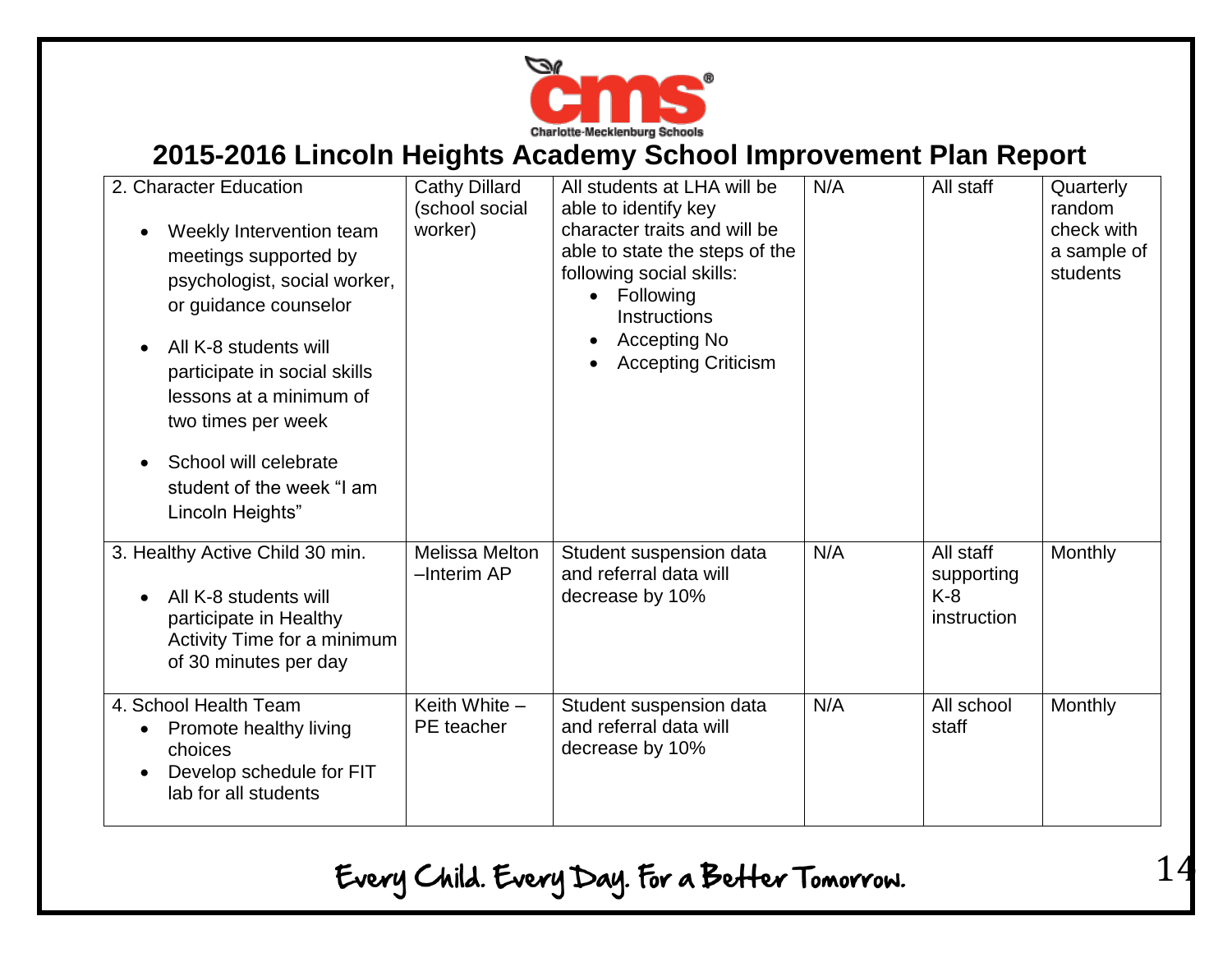# 2015-2016 Lincoln Heights Academy School Improvement Plan Report

| | | | | | |
|---|---|---|---|---|---|
| 2. Character Education<br>• Weekly Intervention team meetings supported by psychologist, social worker, or guidance counselor<br>• All K-8 students will participate in social skills lessons at a minimum of two times per week<br>• School will celebrate student of the week "I am Lincoln Heights" | Cathy Dillard (school social worker) | All students at LHA will be able to identify key character traits and will be able to state the steps of the following social skills:<br>• Following Instructions<br>• Accepting No<br>• Accepting Criticism | N/A | All staff | Quarterly random check with a sample of students |
| 3. Healthy Active Child 30 min.<br>• All K-8 students will participate in Healthy Activity Time for a minimum of 30 minutes per day | Melissa Melton –Interim AP | Student suspension data and referral data will decrease by 10% | N/A | All staff supporting K-8 instruction | Monthly |
| 4. School Health Team<br>• Promote healthy living choices<br>• Develop schedule for FIT lab for all students | Keith White – PE teacher | Student suspension data and referral data will decrease by 10% | N/A | All school staff | Monthly |

Every Child. Every Day. For a Better Tomorrow.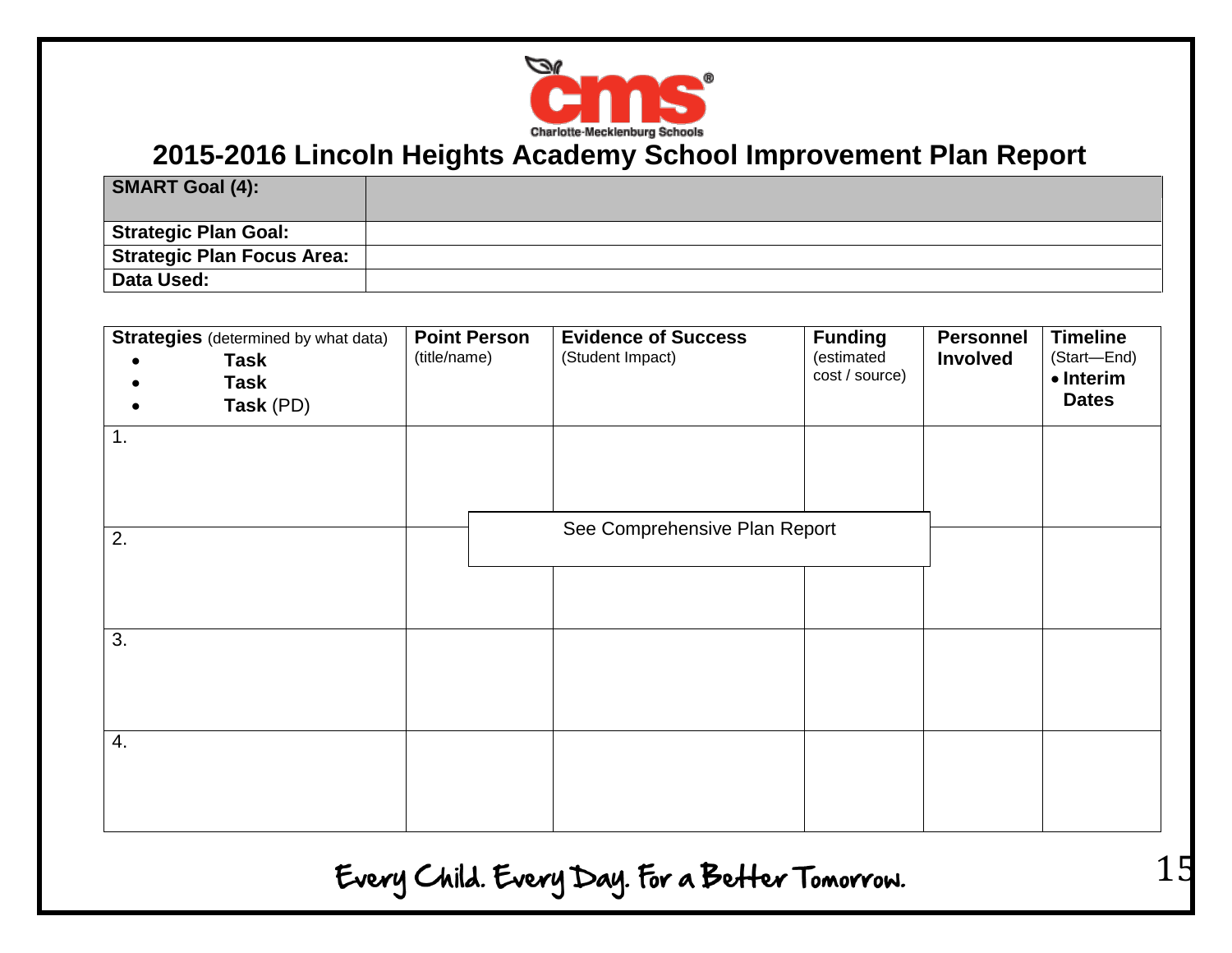# 2015-2016 Lincoln Heights Academy School Improvement Plan Report

| **SMART Goal (4):** | |
|---|---|
| **Strategic Plan Goal:** | |
| **Strategic Plan Focus Area:** | |
| **Data Used:** | |

| **Strategies** (determined by what data)<br>• **Task**<br>• **Task**<br>• **Task** (PD) | **Point Person** (title/name) | **Evidence of Success** (Student Impact) | **Funding** (estimated cost / source) | **Personnel Involved** | **Timeline** (Start—End)<br>• **Interim Dates** |
|---|---|---|---|---|---|
| 1. | | | | | |
| 2. | | | | | |
| 3. | | | | | |
| 4. | | | | | |

See Comprehensive Plan Report

Every Child. Every Day. For a Better Tomorrow.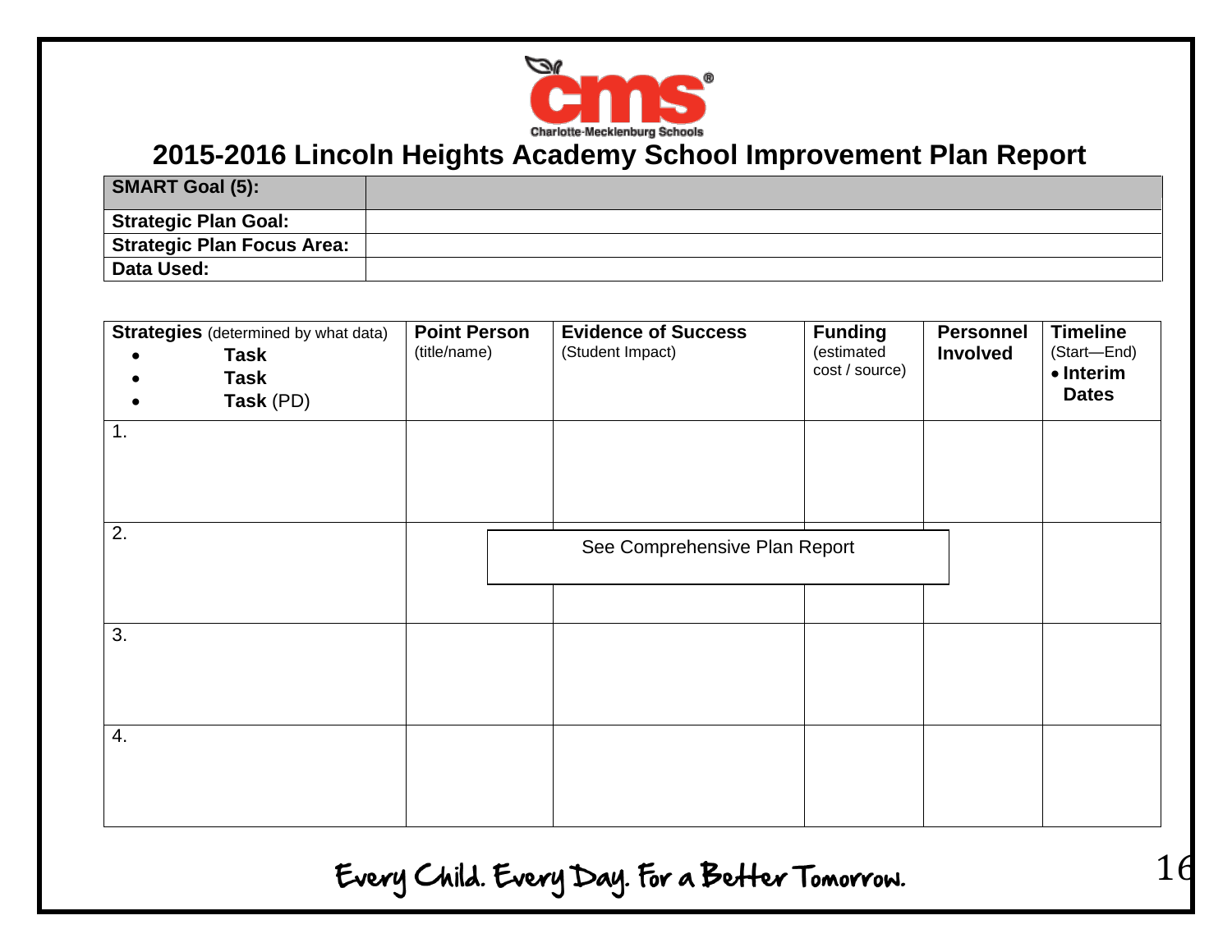# 2015-2016 Lincoln Heights Academy School Improvement Plan Report

| **SMART Goal (5):** | |
|---|---|
| **Strategic Plan Goal:** | |
| **Strategic Plan Focus Area:** | |
| **Data Used:** | |

| **Strategies** (determined by what data)<br>• **Task**<br>• **Task**<br>• **Task** (PD) | **Point Person** (title/name) | **Evidence of Success** (Student Impact) | **Funding** (estimated cost / source) | **Personnel Involved** | **Timeline** (Start—End)<br>• **Interim Dates** |
|---|---|---|---|---|---|
| 1. | | | | | |
| 2. | | See Comprehensive Plan Report | | | |
| 3. | | | | | |
| 4. | | | | | |

Every Child. Every Day. For a Better Tomorrow.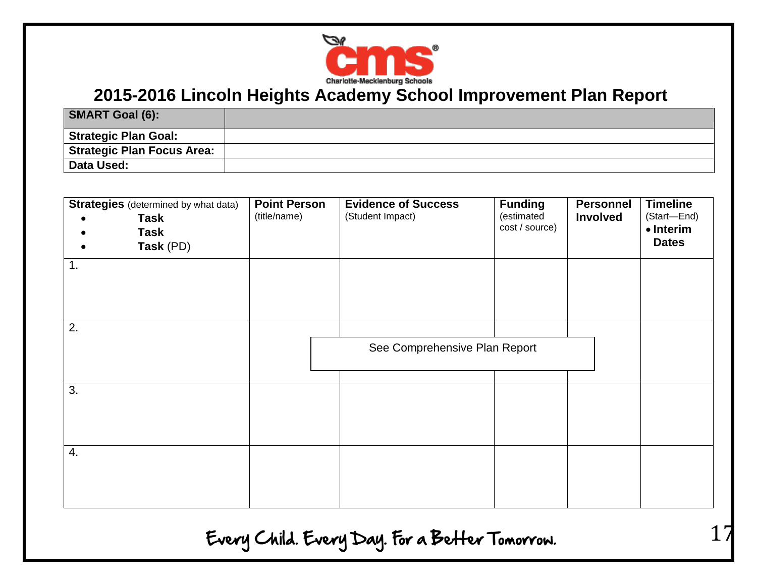Charlotte-Mecklenburg Schools

# 2015-2016 Lincoln Heights Academy School Improvement Plan Report

| **SMART Goal (6):** | |
|---|---|
| **Strategic Plan Goal:** | |
| **Strategic Plan Focus Area:** | |
| **Data Used:** | |

| **Strategies** (determined by what data)<br>• **Task**<br>• **Task**<br>• **Task** (PD) | **Point Person** (title/name) | **Evidence of Success** (Student Impact) | **Funding** (estimated cost / source) | **Personnel Involved** | **Timeline** (Start—End)<br>• **Interim Dates** |
|---|---|---|---|---|---|
| 1. | | | | | |
| 2. | | See Comprehensive Plan Report | | | |
| 3. | | | | | |
| 4. | | | | | |

Every Child. Every Day. For a Better Tomorrow.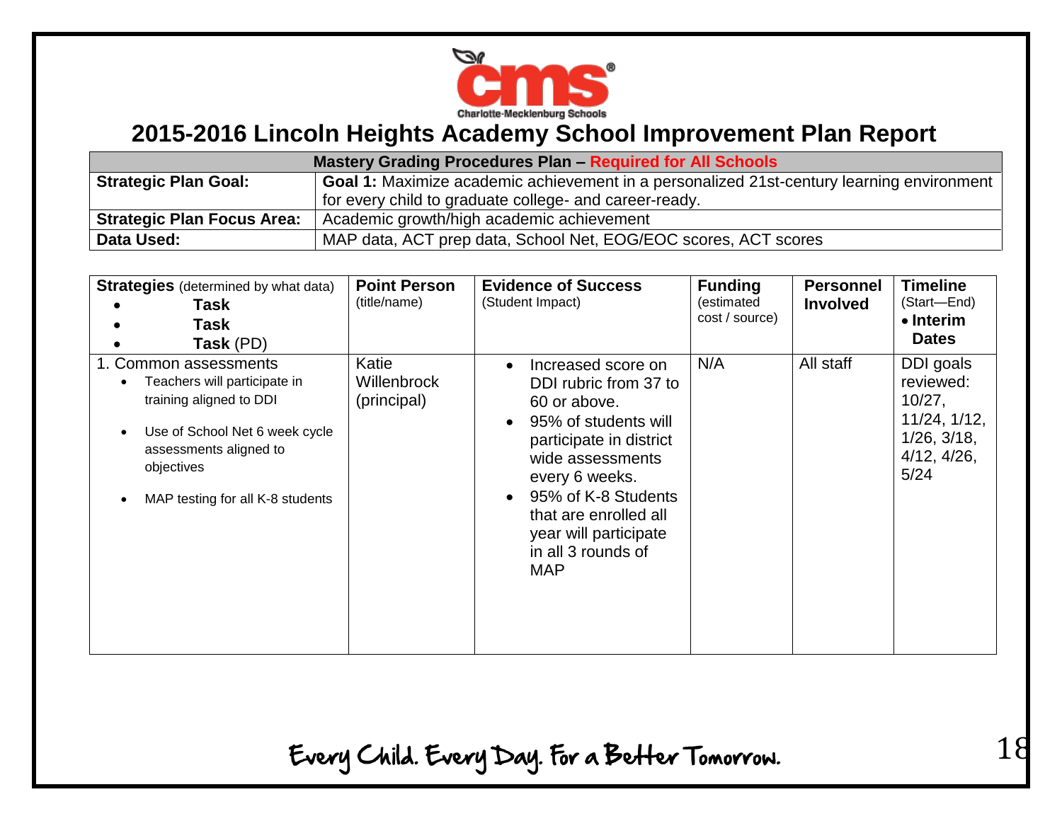# 2015-2016 Lincoln Heights Academy School Improvement Plan Report

| Mastery Grading Procedures Plan – Required for All Schools | |
|---|---|
| **Strategic Plan Goal:** | **Goal 1:** Maximize academic achievement in a personalized 21st-century learning environment for every child to graduate college- and career-ready. |
| **Strategic Plan Focus Area:** | Academic growth/high academic achievement |
| **Data Used:** | MAP data, ACT prep data, School Net, EOG/EOC scores, ACT scores |

| **Strategies** (determined by what data)<br>• **Task**<br>• **Task**<br>• **Task** (PD) | **Point Person** (title/name) | **Evidence of Success** (Student Impact) | **Funding** (estimated cost / source) | **Personnel Involved** | **Timeline** (Start—End)<br>• **Interim Dates** |
|---|---|---|---|---|---|
| 1. Common assessments<br>• Teachers will participate in training aligned to DDI<br>• Use of School Net 6 week cycle assessments aligned to objectives<br>• MAP testing for all K-8 students | Katie Willenbrock (principal) | • Increased score on DDI rubric from 37 to 60 or above.<br>• 95% of students will participate in district wide assessments every 6 weeks.<br>• 95% of K-8 Students that are enrolled all year will participate in all 3 rounds of MAP | N/A | All staff | DDI goals reviewed: 10/27, 11/24, 1/12, 1/26, 3/18, 4/12, 4/26, 5/24 |

Every Child. Every Day. For a Better Tomorrow.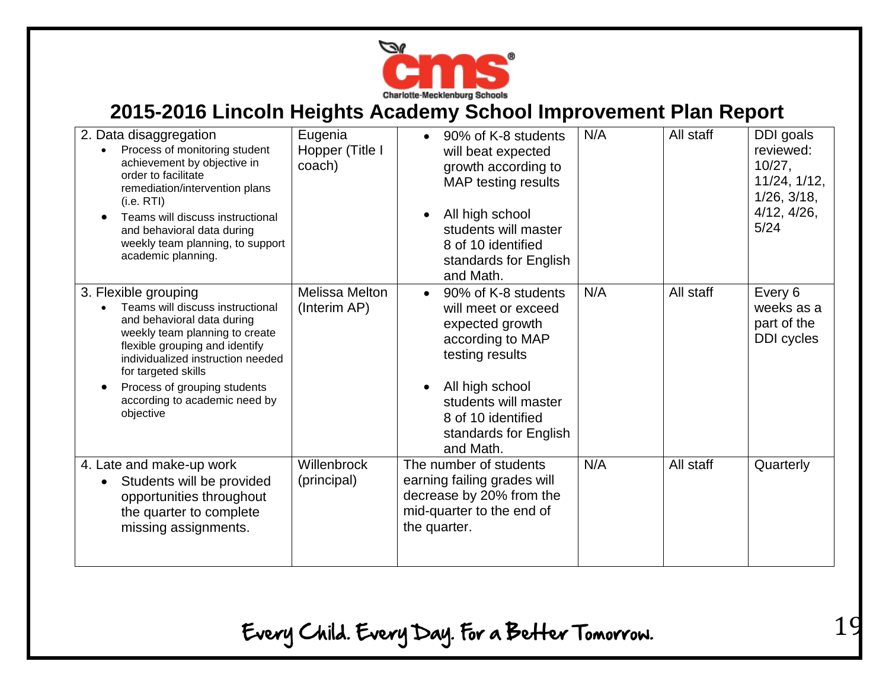## 2015-2016 Lincoln Heights Academy School Improvement Plan Report

| | | | | | |
|---|---|---|---|---|---|
| 2. Data disaggregation<br>• Process of monitoring student achievement by objective in order to facilitate remediation/intervention plans (i.e. RTI)<br>• Teams will discuss instructional and behavioral data during weekly team planning, to support academic planning. | Eugenia Hopper (Title I coach) | • 90% of K-8 students will beat expected growth according to MAP testing results<br>• All high school students will master 8 of 10 identified standards for English and Math. | N/A | All staff | DDI goals reviewed: 10/27, 11/24, 1/12, 1/26, 3/18, 4/12, 4/26, 5/24 |
| 3. Flexible grouping<br>• Teams will discuss instructional and behavioral data during weekly team planning to create flexible grouping and identify individualized instruction needed for targeted skills<br>• Process of grouping students according to academic need by objective | Melissa Melton (Interim AP) | • 90% of K-8 students will meet or exceed expected growth according to MAP testing results<br>• All high school students will master 8 of 10 identified standards for English and Math. | N/A | All staff | Every 6 weeks as a part of the DDI cycles |
| 4. Late and make-up work<br>• Students will be provided opportunities throughout the quarter to complete missing assignments. | Willenbrock (principal) | The number of students earning failing grades will decrease by 20% from the mid-quarter to the end of the quarter. | N/A | All staff | Quarterly |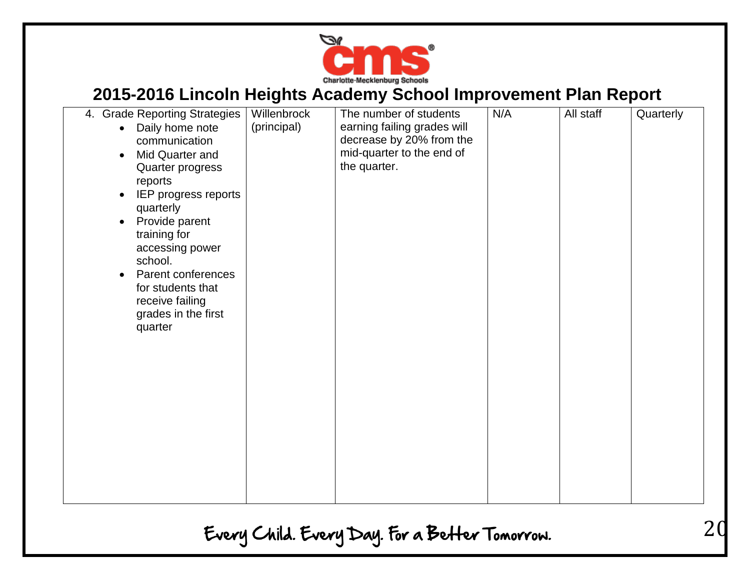## 2015-2016 Lincoln Heights Academy School Improvement Plan Report

| | | | | | |
|---|---|---|---|---|---|
| 4. Grade Reporting Strategies<br>• Daily home note communication<br>• Mid Quarter and Quarter progress reports<br>• IEP progress reports quarterly<br>• Provide parent training for accessing power school.<br>• Parent conferences for students that receive failing grades in the first quarter | Willenbrock (principal) | The number of students earning failing grades will decrease by 20% from the mid-quarter to the end of the quarter. | N/A | All staff | Quarterly |

Every Child. Every Day. For a Better Tomorrow.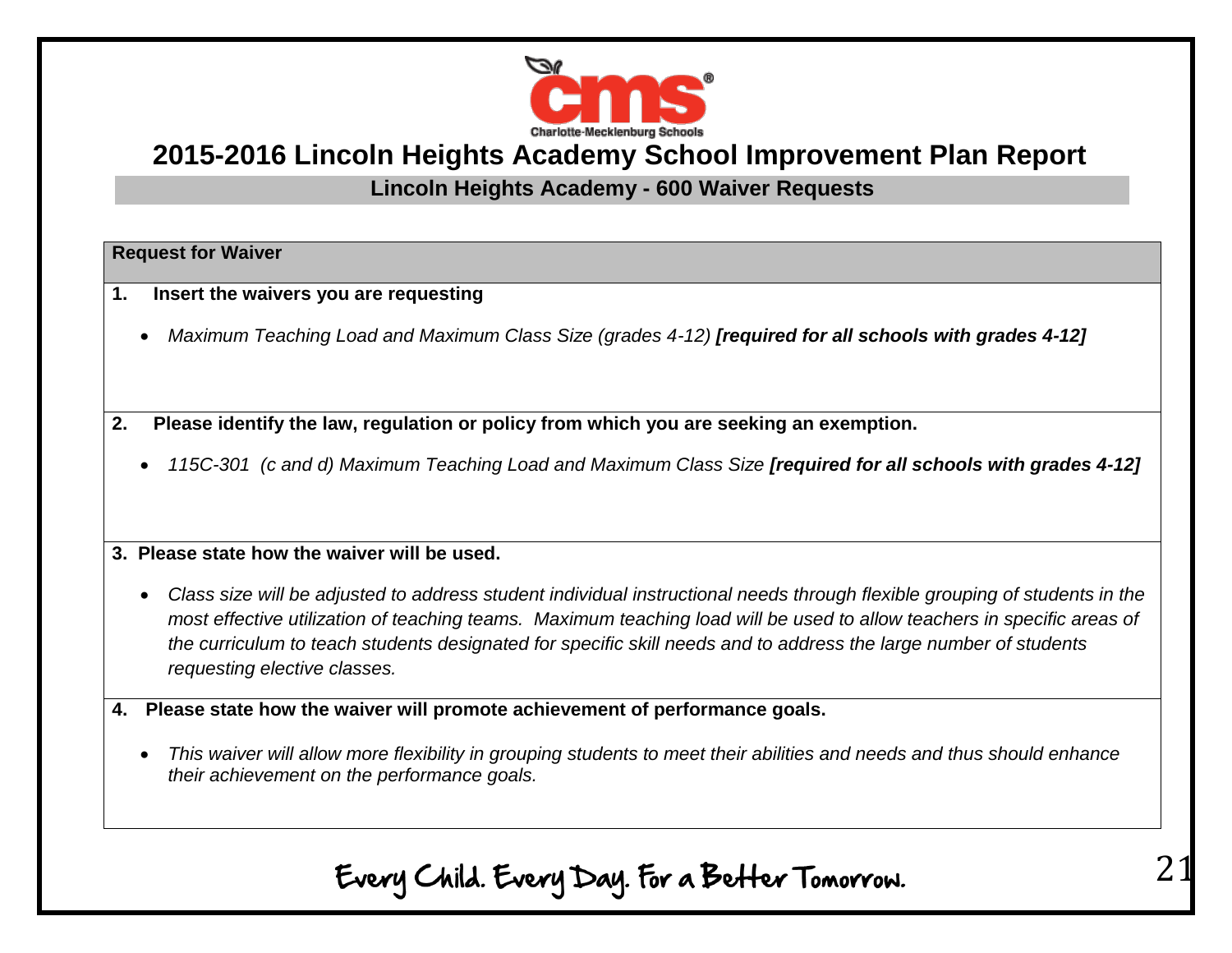# 2015-2016 Lincoln Heights Academy School Improvement Plan Report

## Lincoln Heights Academy - 600 Waiver Requests

**Request for Waiver**

**1. Insert the waivers you are requesting**

- *Maximum Teaching Load and Maximum Class Size (grades 4-12)* ***[required for all schools with grades 4-12]***

**2. Please identify the law, regulation or policy from which you are seeking an exemption.**

- *115C-301 (c and d) Maximum Teaching Load and Maximum Class Size* ***[required for all schools with grades 4-12]***

**3. Please state how the waiver will be used.**

- *Class size will be adjusted to address student individual instructional needs through flexible grouping of students in the most effective utilization of teaching teams. Maximum teaching load will be used to allow teachers in specific areas of the curriculum to teach students designated for specific skill needs and to address the large number of students requesting elective classes.*

**4. Please state how the waiver will promote achievement of performance goals.**

- *This waiver will allow more flexibility in grouping students to meet their abilities and needs and thus should enhance their achievement on the performance goals.*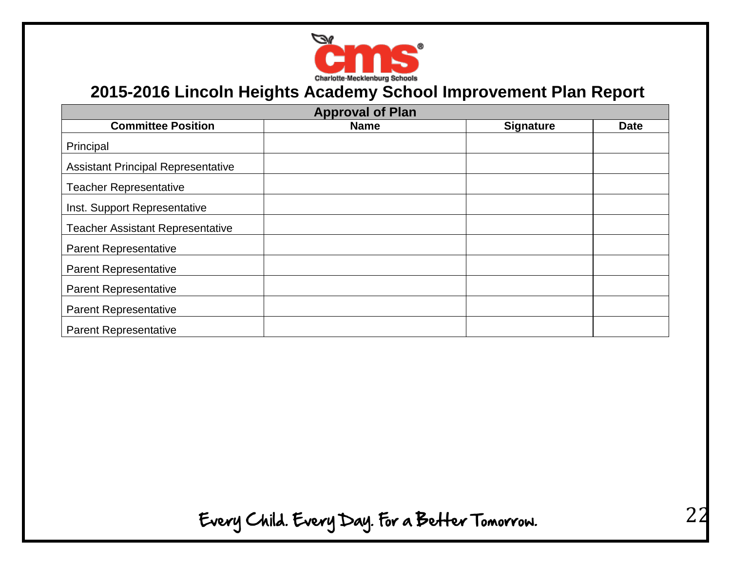# 2015-2016 Lincoln Heights Academy School Improvement Plan Report

| Approval of Plan | | | |
|---|---|---|---|
| **Committee Position** | **Name** | **Signature** | **Date** |
| Principal | | | |
| Assistant Principal Representative | | | |
| Teacher Representative | | | |
| Inst. Support Representative | | | |
| Teacher Assistant Representative | | | |
| Parent Representative | | | |
| Parent Representative | | | |
| Parent Representative | | | |
| Parent Representative | | | |
| Parent Representative | | | |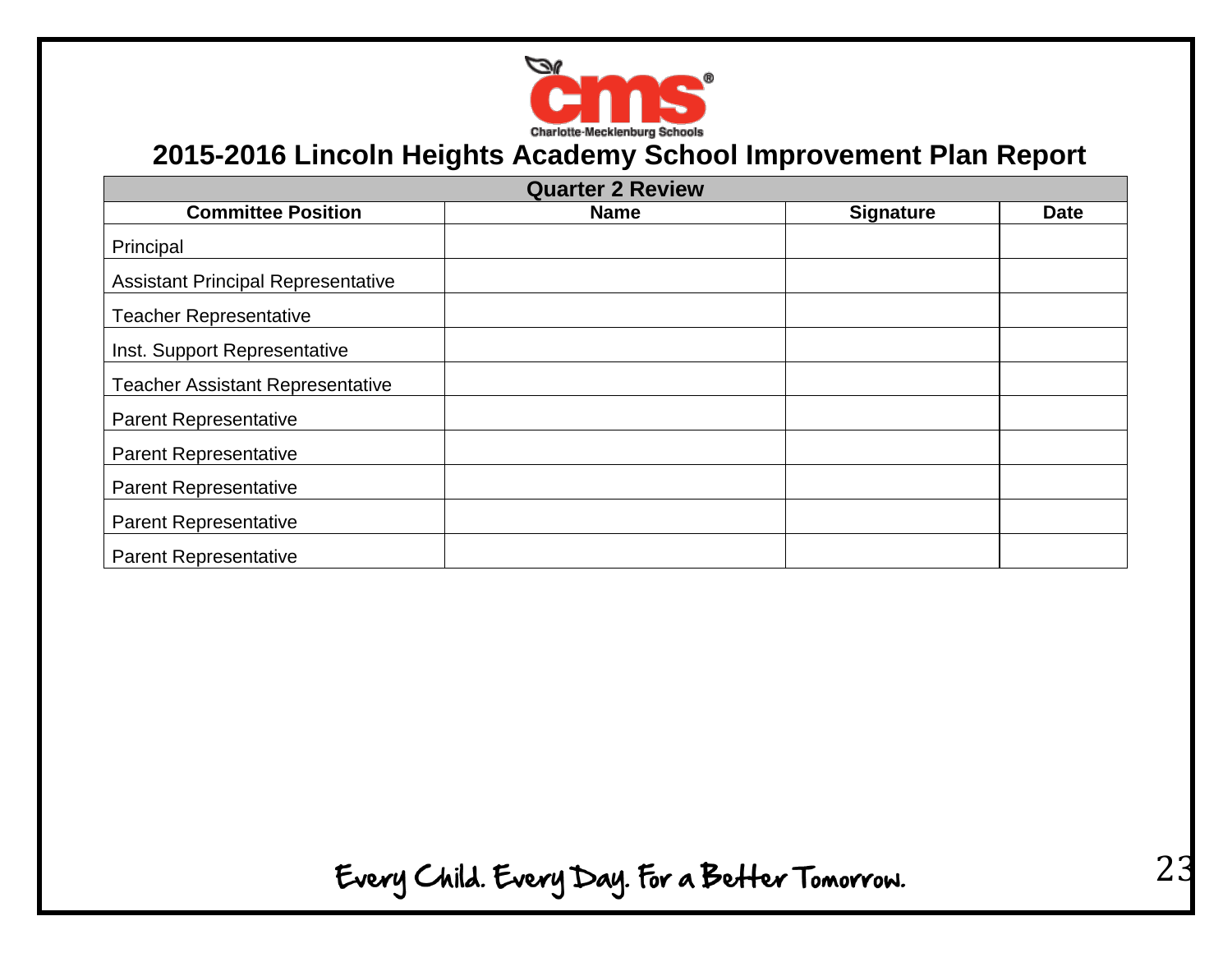Charlotte-Mecklenburg Schools

# 2015-2016 Lincoln Heights Academy School Improvement Plan Report

| Quarter 2 Review | | | |
|---|---|---|---|
| **Committee Position** | **Name** | **Signature** | **Date** |
| Principal | | | |
| Assistant Principal Representative | | | |
| Teacher Representative | | | |
| Inst. Support Representative | | | |
| Teacher Assistant Representative | | | |
| Parent Representative | | | |
| Parent Representative | | | |
| Parent Representative | | | |
| Parent Representative | | | |
| Parent Representative | | | |

Every Child. Every Day. For a Better Tomorrow.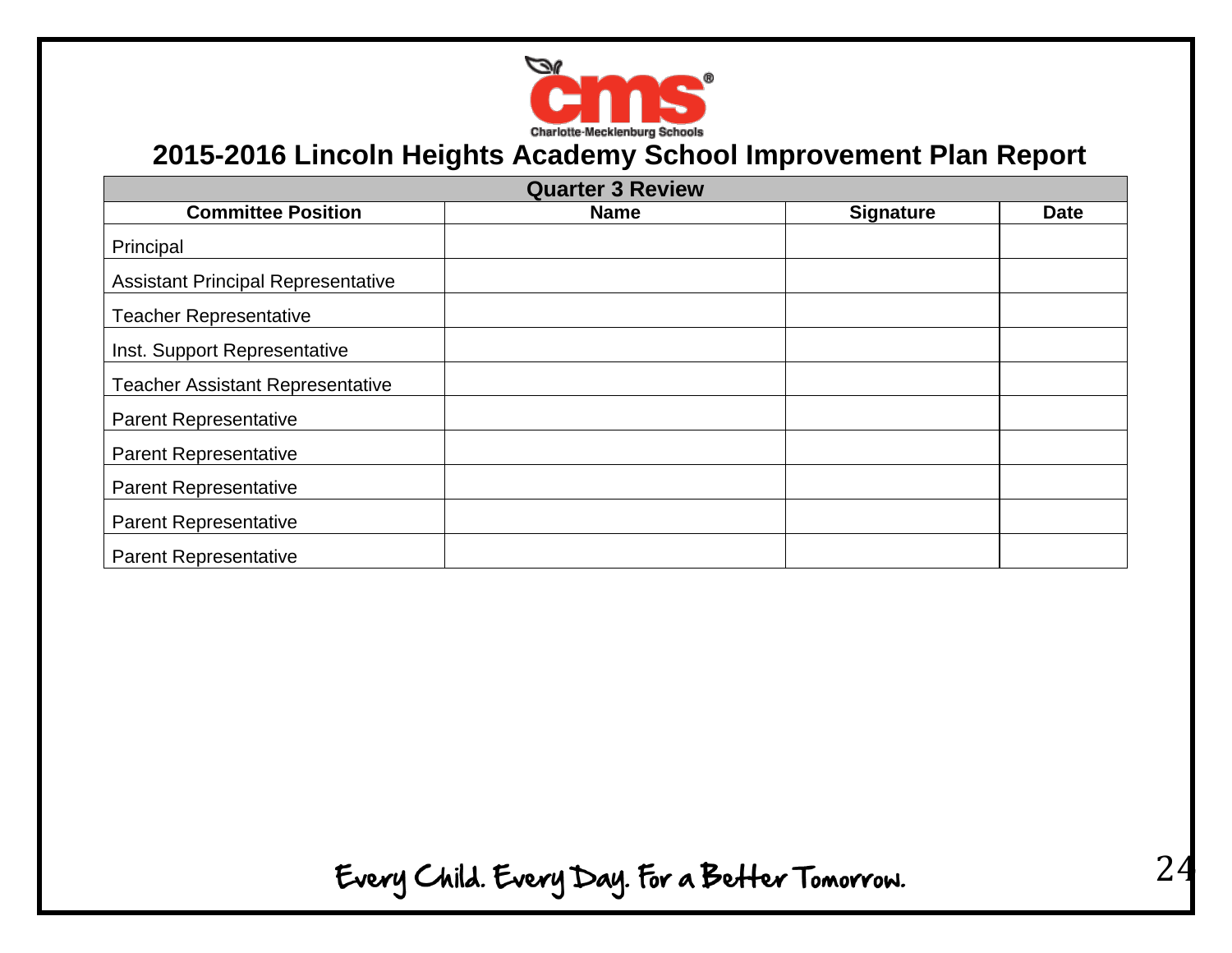# 2015-2016 Lincoln Heights Academy School Improvement Plan Report

| Quarter 3 Review | | | |
|---|---|---|---|
| **Committee Position** | **Name** | **Signature** | **Date** |
| Principal | | | |
| Assistant Principal Representative | | | |
| Teacher Representative | | | |
| Inst. Support Representative | | | |
| Teacher Assistant Representative | | | |
| Parent Representative | | | |
| Parent Representative | | | |
| Parent Representative | | | |
| Parent Representative | | | |
| Parent Representative | | | |

Every Child. Every Day. For a Better Tomorrow.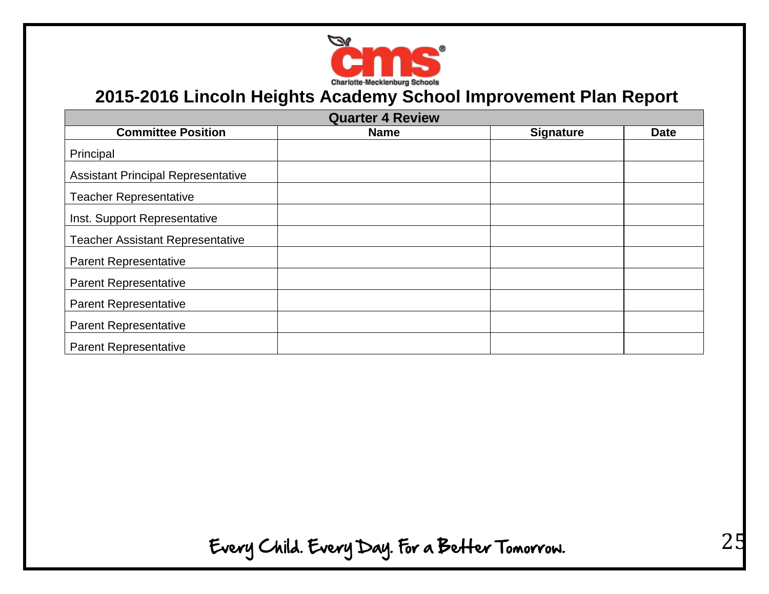Charlotte-Mecklenburg Schools

# 2015-2016 Lincoln Heights Academy School Improvement Plan Report

| Quarter 4 Review | | | |
|---|---|---|---|
| **Committee Position** | **Name** | **Signature** | **Date** |
| Principal | | | |
| Assistant Principal Representative | | | |
| Teacher Representative | | | |
| Inst. Support Representative | | | |
| Teacher Assistant Representative | | | |
| Parent Representative | | | |
| Parent Representative | | | |
| Parent Representative | | | |
| Parent Representative | | | |
| Parent Representative | | | |

Every Child. Every Day. For a Better Tomorrow.